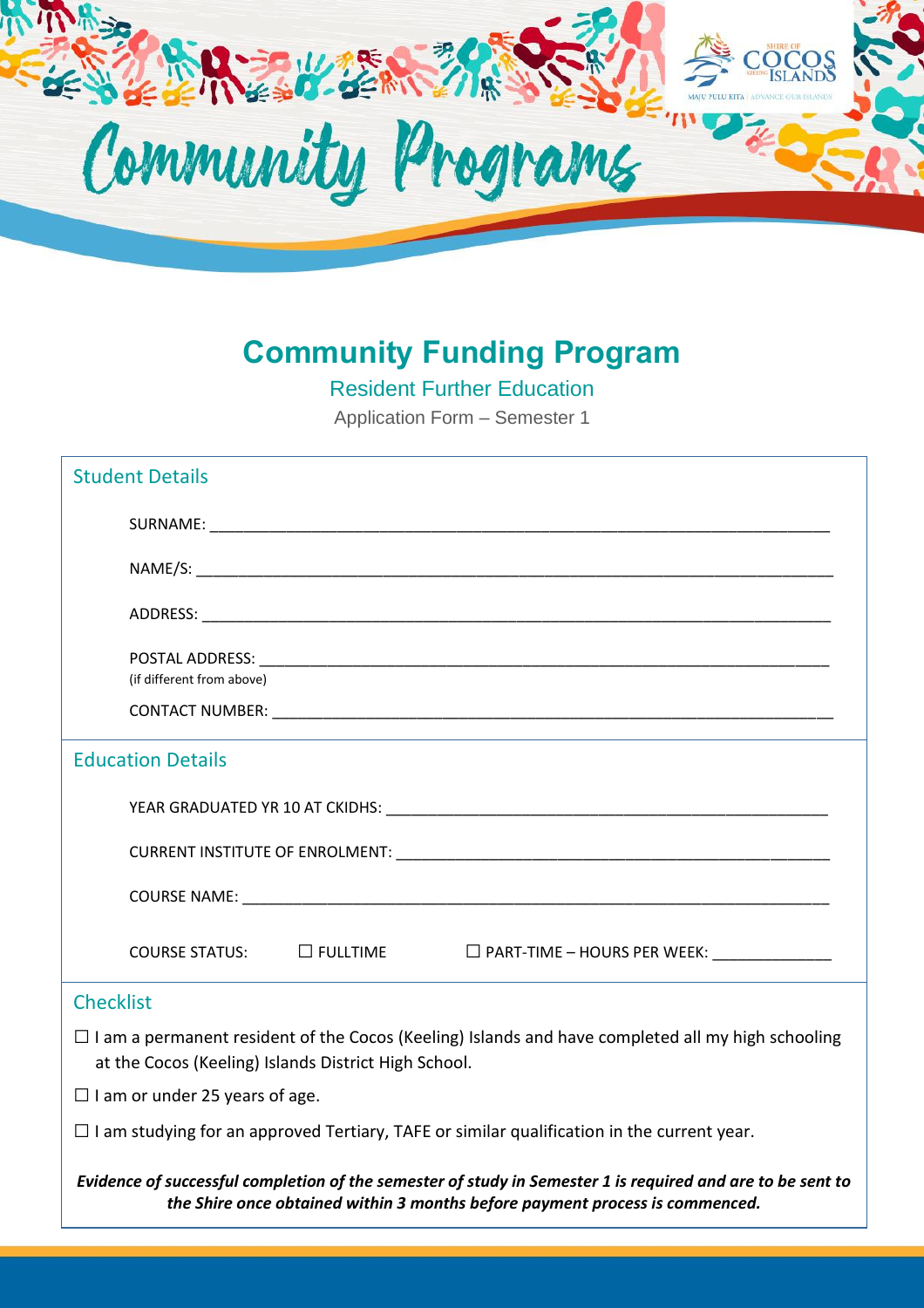Community Programs

# Community Funding Program

## Resident Further Education

Application Form – Semester 1

### Student Details

SURNAME: ______________________________________________

NAME/S: ______________________________________________

ADDRESS: ______________________________________________

POSTAL ADDRESS: ______________________________________________
(if different from above)

CONTACT NUMBER: ______________________________________________

### Education Details

YEAR GRADUATED YR 10 AT CKIDHS: ______________________________________________

CURRENT INSTITUTE OF ENROLMENT: ______________________________________________

COURSE NAME: ______________________________________________

COURSE STATUS: ☐ FULLTIME ☐ PART-TIME – HOURS PER WEEK: ______________

### Checklist

☐ I am a permanent resident of the Cocos (Keeling) Islands and have completed all my high schooling at the Cocos (Keeling) Islands District High School.

☐ I am or under 25 years of age.

☐ I am studying for an approved Tertiary, TAFE or similar qualification in the current year.

***Evidence of successful completion of the semester of study in Semester 1 is required and are to be sent to the Shire once obtained within 3 months before payment process is commenced.***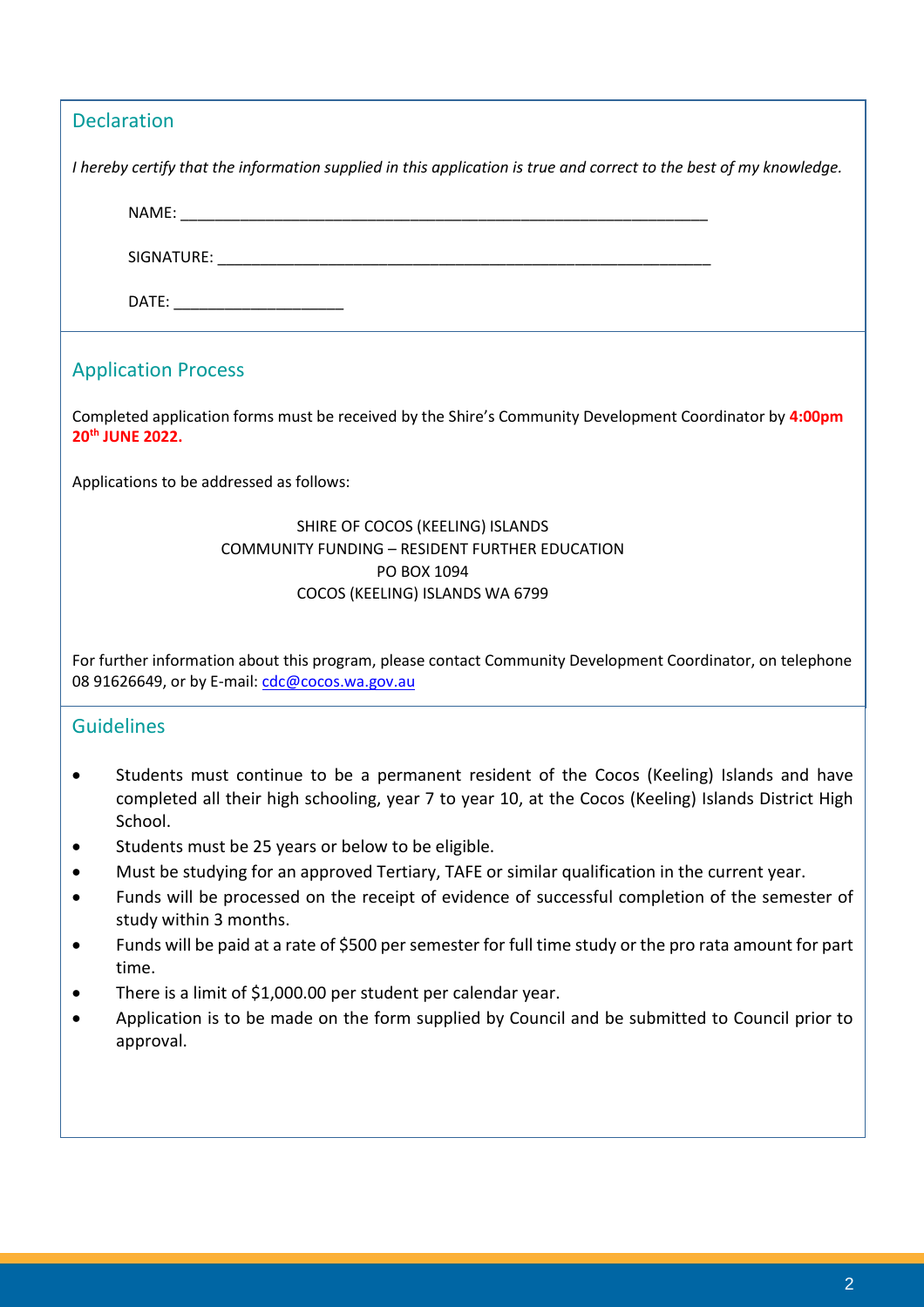## Declaration

*I hereby certify that the information supplied in this application is true and correct to the best of my knowledge.*

NAME: ____________________________________________________________

SIGNATURE: _________________________________________________________

DATE: ___________________

## Application Process

Completed application forms must be received by the Shire's Community Development Coordinator by **4:00pm 20th JUNE 2022.**

Applications to be addressed as follows:

SHIRE OF COCOS (KEELING) ISLANDS
COMMUNITY FUNDING – RESIDENT FURTHER EDUCATION
PO BOX 1094
COCOS (KEELING) ISLANDS WA 6799

For further information about this program, please contact Community Development Coordinator, on telephone 08 91626649, or by E-mail: cdc@cocos.wa.gov.au

## Guidelines

- Students must continue to be a permanent resident of the Cocos (Keeling) Islands and have completed all their high schooling, year 7 to year 10, at the Cocos (Keeling) Islands District High School.
- Students must be 25 years or below to be eligible.
- Must be studying for an approved Tertiary, TAFE or similar qualification in the current year.
- Funds will be processed on the receipt of evidence of successful completion of the semester of study within 3 months.
- Funds will be paid at a rate of $500 per semester for full time study or the pro rata amount for part time.
- There is a limit of $1,000.00 per student per calendar year.
- Application is to be made on the form supplied by Council and be submitted to Council prior to approval.